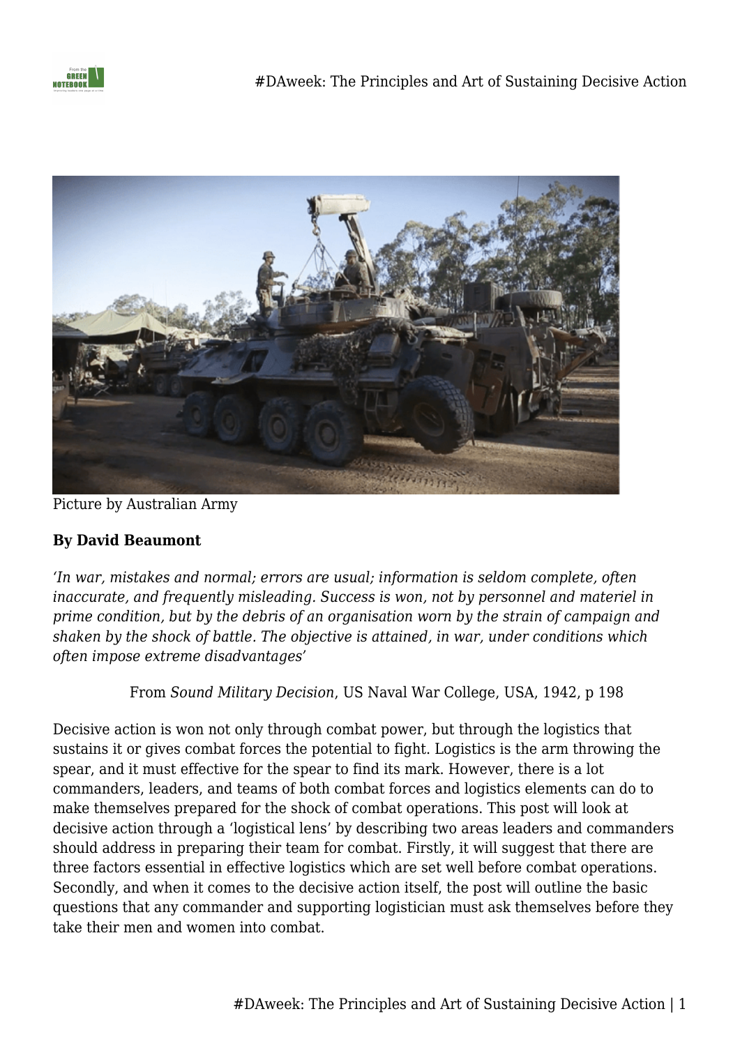Picture by Australian Army

**By David Beaumont**

*'In war, mistakes and normal; errors are usual; information is seldom complete, often inaccurate, and frequently misleading. Success is won, not by personnel and materiel in prime condition, but by the debris of an organisation worn by the strain of campaign and shaken by the shock of battle. The objective is attained, in war, under conditions which often impose extreme disadvantages'*

From *Sound Military Decision*, US Naval War College, USA, 1942, p 198

Decisive action is won not only through combat power, but through the logistics that sustains it or gives combat forces the potential to fight. Logistics is the arm throwing the spear, and it must effective for the spear to find its mark. However, there is a lot commanders, leaders, and teams of both combat forces and logistics elements can do to make themselves prepared for the shock of combat operations. This post will look at decisive action through a 'logistical lens' by describing two areas leaders and commanders should address in preparing their team for combat. Firstly, it will suggest that there are three factors essential in effective logistics which are set well before combat operations. Secondly, and when it comes to the decisive action itself, the post will outline the basic questions that any commander and supporting logistician must ask themselves before they take their men and women into combat.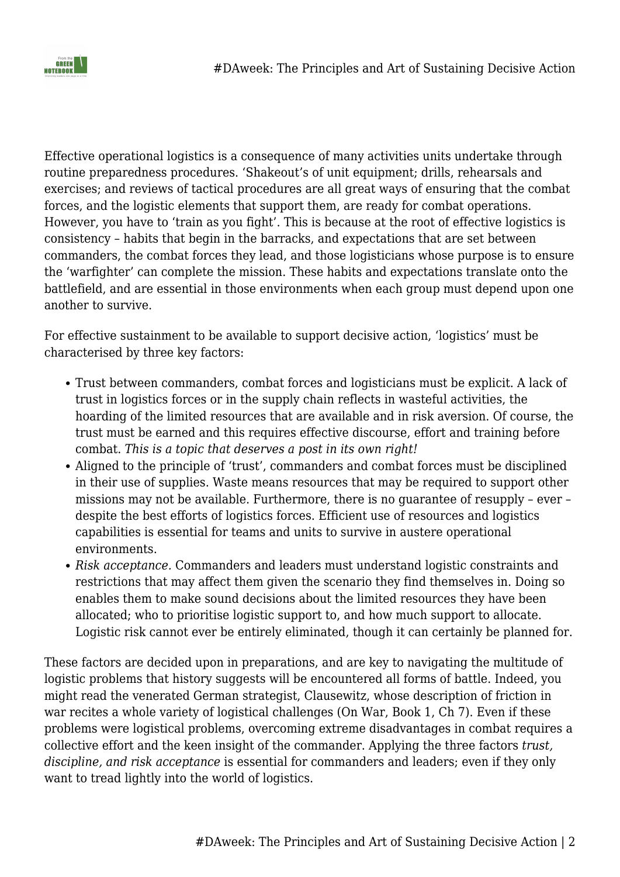Effective operational logistics is a consequence of many activities units undertake through routine preparedness procedures. 'Shakeout's of unit equipment; drills, rehearsals and exercises; and reviews of tactical procedures are all great ways of ensuring that the combat forces, and the logistic elements that support them, are ready for combat operations. However, you have to 'train as you fight'. This is because at the root of effective logistics is consistency – habits that begin in the barracks, and expectations that are set between commanders, the combat forces they lead, and those logisticians whose purpose is to ensure the 'warfighter' can complete the mission. These habits and expectations translate onto the battlefield, and are essential in those environments when each group must depend upon one another to survive.

For effective sustainment to be available to support decisive action, 'logistics' must be characterised by three key factors:

- Trust between commanders, combat forces and logisticians must be explicit. A lack of trust in logistics forces or in the supply chain reflects in wasteful activities, the hoarding of the limited resources that are available and in risk aversion. Of course, the trust must be earned and this requires effective discourse, effort and training before combat. *This is a topic that deserves a post in its own right!*
- Aligned to the principle of 'trust', commanders and combat forces must be disciplined in their use of supplies. Waste means resources that may be required to support other missions may not be available. Furthermore, there is no guarantee of resupply – ever – despite the best efforts of logistics forces. Efficient use of resources and logistics capabilities is essential for teams and units to survive in austere operational environments.
- *Risk acceptance.* Commanders and leaders must understand logistic constraints and restrictions that may affect them given the scenario they find themselves in. Doing so enables them to make sound decisions about the limited resources they have been allocated; who to prioritise logistic support to, and how much support to allocate. Logistic risk cannot ever be entirely eliminated, though it can certainly be planned for.

These factors are decided upon in preparations, and are key to navigating the multitude of logistic problems that history suggests will be encountered all forms of battle. Indeed, you might read the venerated German strategist, Clausewitz, whose description of friction in war recites a whole variety of logistical challenges (On War, Book 1, Ch 7). Even if these problems were logistical problems, overcoming extreme disadvantages in combat requires a collective effort and the keen insight of the commander. Applying the three factors *trust, discipline, and risk acceptance* is essential for commanders and leaders; even if they only want to tread lightly into the world of logistics.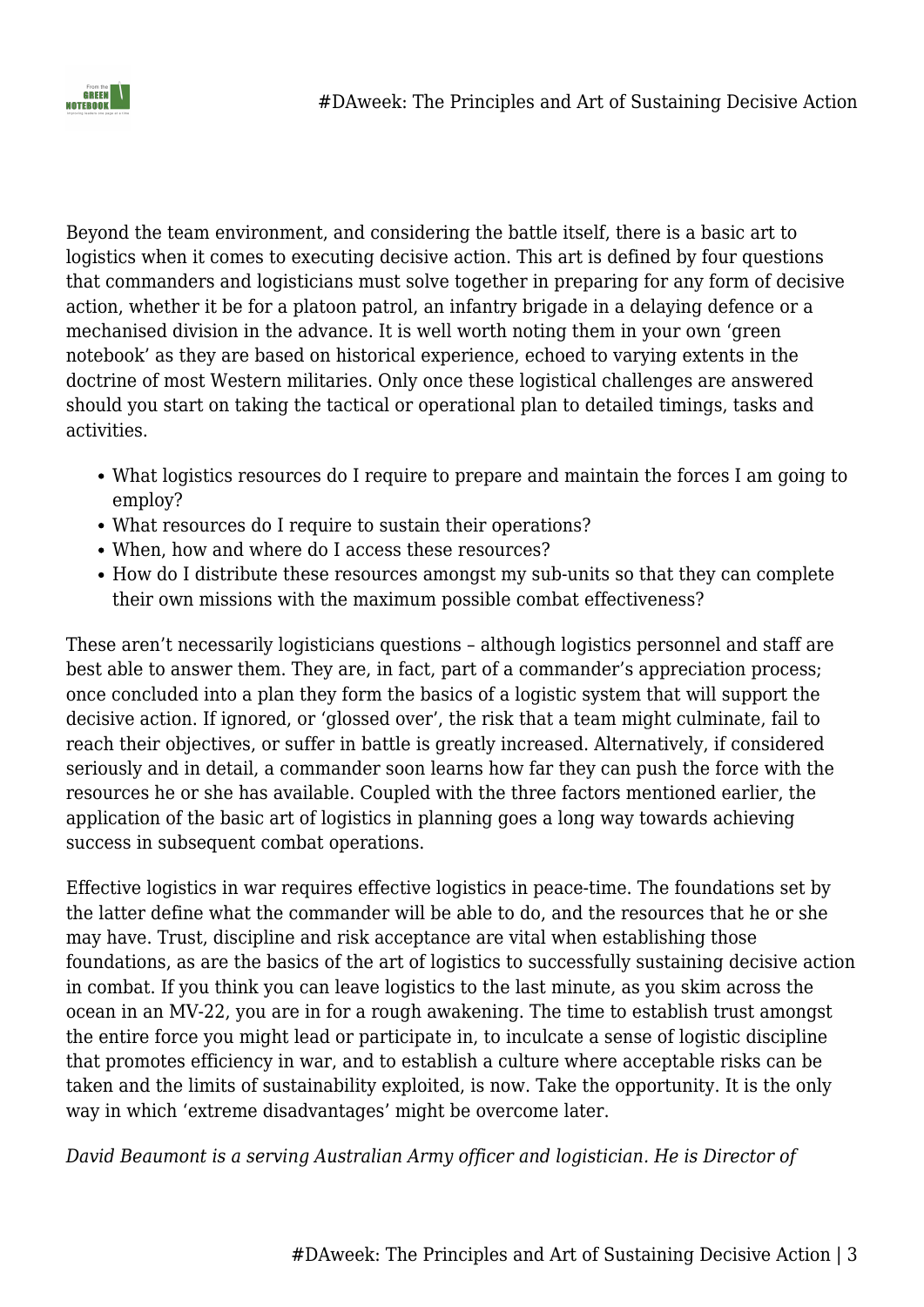Beyond the team environment, and considering the battle itself, there is a basic art to logistics when it comes to executing decisive action. This art is defined by four questions that commanders and logisticians must solve together in preparing for any form of decisive action, whether it be for a platoon patrol, an infantry brigade in a delaying defence or a mechanised division in the advance. It is well worth noting them in your own 'green notebook' as they are based on historical experience, echoed to varying extents in the doctrine of most Western militaries. Only once these logistical challenges are answered should you start on taking the tactical or operational plan to detailed timings, tasks and activities.

- What logistics resources do I require to prepare and maintain the forces I am going to employ?
- What resources do I require to sustain their operations?
- When, how and where do I access these resources?
- How do I distribute these resources amongst my sub-units so that they can complete their own missions with the maximum possible combat effectiveness?

These aren't necessarily logisticians questions – although logistics personnel and staff are best able to answer them. They are, in fact, part of a commander's appreciation process; once concluded into a plan they form the basics of a logistic system that will support the decisive action. If ignored, or 'glossed over', the risk that a team might culminate, fail to reach their objectives, or suffer in battle is greatly increased. Alternatively, if considered seriously and in detail, a commander soon learns how far they can push the force with the resources he or she has available. Coupled with the three factors mentioned earlier, the application of the basic art of logistics in planning goes a long way towards achieving success in subsequent combat operations.

Effective logistics in war requires effective logistics in peace-time. The foundations set by the latter define what the commander will be able to do, and the resources that he or she may have. Trust, discipline and risk acceptance are vital when establishing those foundations, as are the basics of the art of logistics to successfully sustaining decisive action in combat. If you think you can leave logistics to the last minute, as you skim across the ocean in an MV-22, you are in for a rough awakening. The time to establish trust amongst the entire force you might lead or participate in, to inculcate a sense of logistic discipline that promotes efficiency in war, and to establish a culture where acceptable risks can be taken and the limits of sustainability exploited, is now. Take the opportunity. It is the only way in which 'extreme disadvantages' might be overcome later.

*David Beaumont is a serving Australian Army officer and logistician. He is Director of*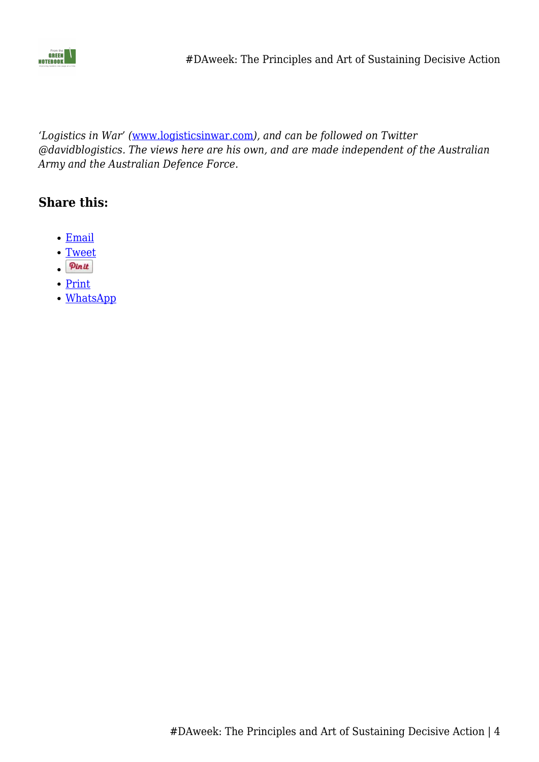*'Logistics in War' ([www.logisticsinwar.com](www.logisticsinwar.com)), and can be followed on Twitter @davidblogistics. The views here are his own, and are made independent of the Australian Army and the Australian Defence Force.*

### Share this:

- Email
- Tweet
- Pin it
- Print
- WhatsApp